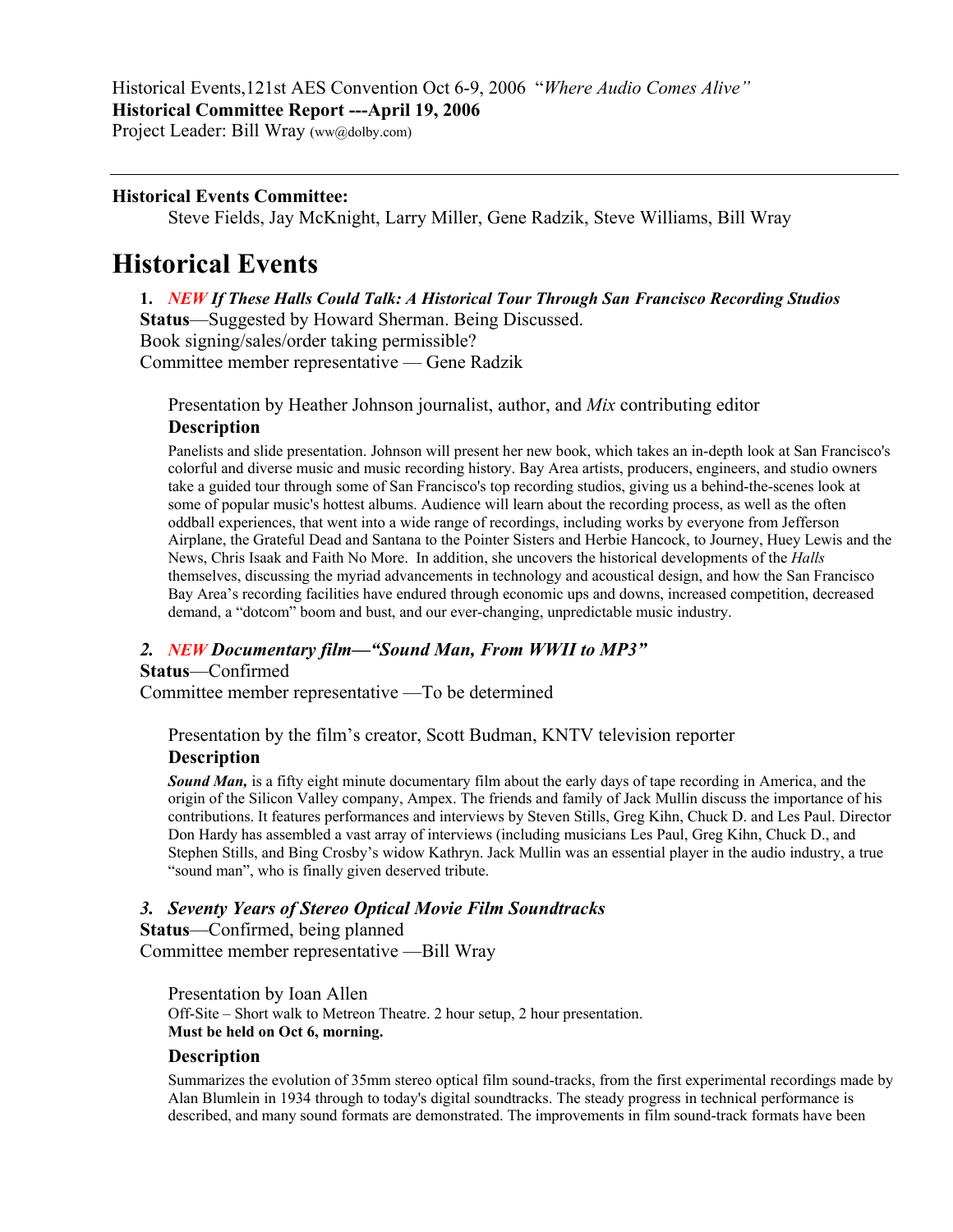Historical Events,121st AES Convention Oct 6-9, 2006 "*Where Audio Comes Alive"*

**Historical Committee Report ---April 19, 2006**

Project Leader: Bill Wray (ww@dolby.com)

---

**Historical Events Committee:**

Steve Fields, Jay McKnight, Larry Miller, Gene Radzik, Steve Williams, Bill Wray

# Historical Events

**1.** ***NEW If These Halls Could Talk: A Historical Tour Through San Francisco Recording Studios***

**Status**—Suggested by Howard Sherman. Being Discussed.

Book signing/sales/order taking permissible?

Committee member representative — Gene Radzik

Presentation by Heather Johnson journalist, author, and *Mix* contributing editor

**Description**

Panelists and slide presentation. Johnson will present her new book, which takes an in-depth look at San Francisco's colorful and diverse music and music recording history. Bay Area artists, producers, engineers, and studio owners take a guided tour through some of San Francisco's top recording studios, giving us a behind-the-scenes look at some of popular music's hottest albums. Audience will learn about the recording process, as well as the often oddball experiences, that went into a wide range of recordings, including works by everyone from Jefferson Airplane, the Grateful Dead and Santana to the Pointer Sisters and Herbie Hancock, to Journey, Huey Lewis and the News, Chris Isaak and Faith No More. In addition, she uncovers the historical developments of the *Halls* themselves, discussing the myriad advancements in technology and acoustical design, and how the San Francisco Bay Area's recording facilities have endured through economic ups and downs, increased competition, decreased demand, a "dotcom" boom and bust, and our ever-changing, unpredictable music industry.

***2. NEW Documentary film—"Sound Man, From WWII to MP3"***

**Status**—Confirmed

Committee member representative —To be determined

Presentation by the film's creator, Scott Budman, KNTV television reporter

**Description**

***Sound Man,*** is a fifty eight minute documentary film about the early days of tape recording in America, and the origin of the Silicon Valley company, Ampex. The friends and family of Jack Mullin discuss the importance of his contributions. It features performances and interviews by Steven Stills, Greg Kihn, Chuck D. and Les Paul. Director Don Hardy has assembled a vast array of interviews (including musicians Les Paul, Greg Kihn, Chuck D., and Stephen Stills, and Bing Crosby's widow Kathryn. Jack Mullin was an essential player in the audio industry, a true "sound man", who is finally given deserved tribute.

***3. Seventy Years of Stereo Optical Movie Film Soundtracks***

**Status**—Confirmed, being planned

Committee member representative —Bill Wray

Presentation by Ioan Allen

Off-Site – Short walk to Metreon Theatre. 2 hour setup, 2 hour presentation.

**Must be held on Oct 6, morning.**

**Description**

Summarizes the evolution of 35mm stereo optical film sound-tracks, from the first experimental recordings made by Alan Blumlein in 1934 through to today's digital soundtracks. The steady progress in technical performance is described, and many sound formats are demonstrated. The improvements in film sound-track formats have been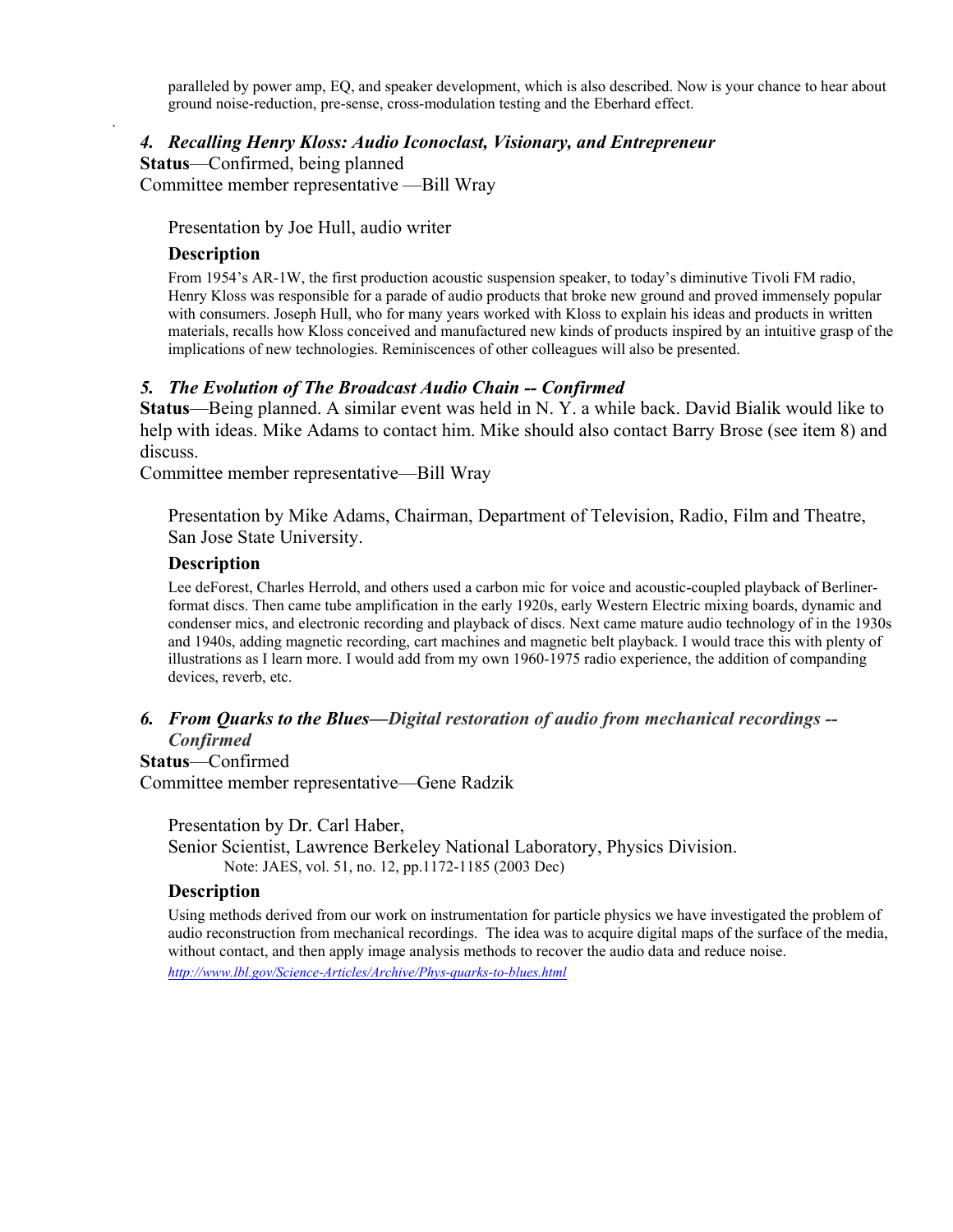paralleled by power amp, EQ, and speaker development, which is also described. Now is your chance to hear about ground noise-reduction, pre-sense, cross-modulation testing and the Eberhard effect.

### *4. Recalling Henry Kloss: Audio Iconoclast, Visionary, and Entrepreneur*

**Status**—Confirmed, being planned

Committee member representative —Bill Wray

Presentation by Joe Hull, audio writer

**Description**

From 1954's AR-1W, the first production acoustic suspension speaker, to today's diminutive Tivoli FM radio, Henry Kloss was responsible for a parade of audio products that broke new ground and proved immensely popular with consumers. Joseph Hull, who for many years worked with Kloss to explain his ideas and products in written materials, recalls how Kloss conceived and manufactured new kinds of products inspired by an intuitive grasp of the implications of new technologies. Reminiscences of other colleagues will also be presented.

### *5. The Evolution of The Broadcast Audio Chain -- Confirmed*

**Status**—Being planned. A similar event was held in N. Y. a while back. David Bialik would like to help with ideas. Mike Adams to contact him. Mike should also contact Barry Brose (see item 8) and discuss.

Committee member representative—Bill Wray

Presentation by Mike Adams, Chairman, Department of Television, Radio, Film and Theatre, San Jose State University.

**Description**

Lee deForest, Charles Herrold, and others used a carbon mic for voice and acoustic-coupled playback of Berliner-format discs. Then came tube amplification in the early 1920s, early Western Electric mixing boards, dynamic and condenser mics, and electronic recording and playback of discs. Next came mature audio technology of in the 1930s and 1940s, adding magnetic recording, cart machines and magnetic belt playback. I would trace this with plenty of illustrations as I learn more. I would add from my own 1960-1975 radio experience, the addition of companding devices, reverb, etc.

### *6. From Quarks to the Blues—Digital restoration of audio from mechanical recordings -- Confirmed*

**Status**—Confirmed

Committee member representative—Gene Radzik

Presentation by Dr. Carl Haber,
Senior Scientist, Lawrence Berkeley National Laboratory, Physics Division.
Note: JAES, vol. 51, no. 12, pp.1172-1185 (2003 Dec)

**Description**

Using methods derived from our work on instrumentation for particle physics we have investigated the problem of audio reconstruction from mechanical recordings. The idea was to acquire digital maps of the surface of the media, without contact, and then apply image analysis methods to recover the audio data and reduce noise.

*http://www.lbl.gov/Science-Articles/Archive/Phys-quarks-to-blues.html*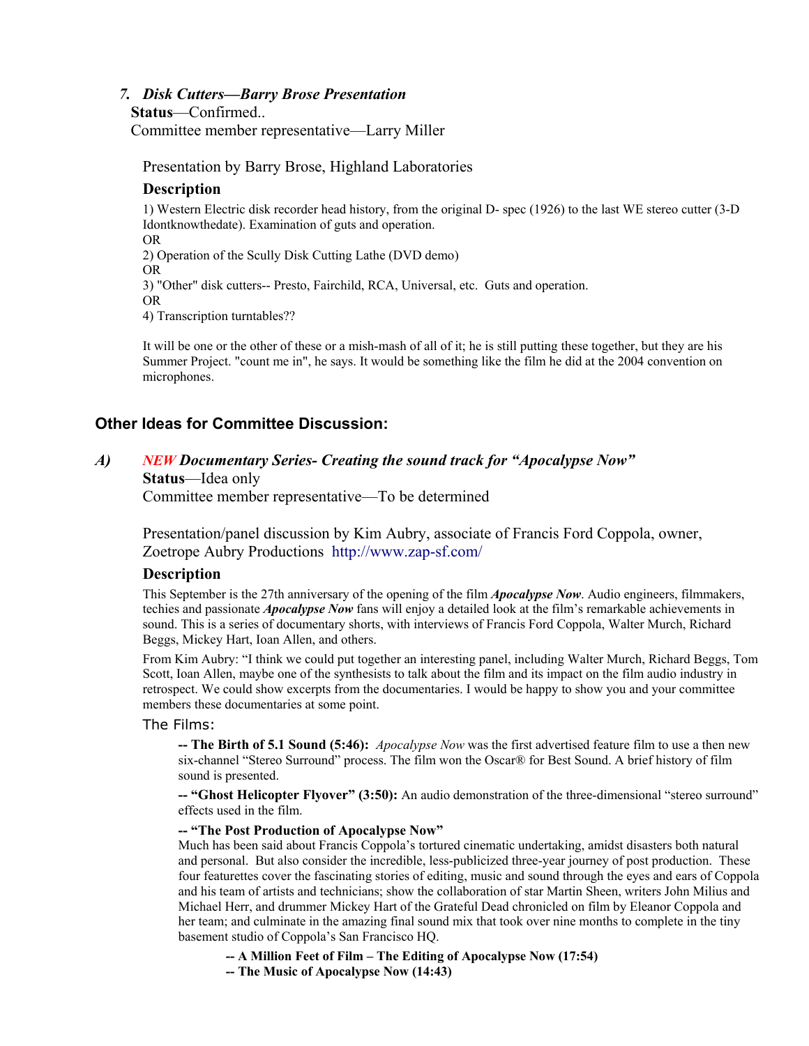### *7. Disk Cutters—Barry Brose Presentation*

**Status**—Confirmed..
Committee member representative—Larry Miller

Presentation by Barry Brose, Highland Laboratories

**Description**

1) Western Electric disk recorder head history, from the original D- spec (1926) to the last WE stereo cutter (3-D Idontknowthedate). Examination of guts and operation.
OR
2) Operation of the Scully Disk Cutting Lathe (DVD demo)
OR
3) "Other" disk cutters-- Presto, Fairchild, RCA, Universal, etc. Guts and operation.
OR
4) Transcription turntables??

It will be one or the other of these or a mish-mash of all of it; he is still putting these together, but they are his Summer Project. "count me in", he says. It would be something like the film he did at the 2004 convention on microphones.

## Other Ideas for Committee Discussion:

### *A) NEW Documentary Series- Creating the sound track for "Apocalypse Now"*

**Status**—Idea only
Committee member representative—To be determined

Presentation/panel discussion by Kim Aubry, associate of Francis Ford Coppola, owner, Zoetrope Aubry Productions http://www.zap-sf.com/

**Description**

This September is the 27th anniversary of the opening of the film ***Apocalypse Now***. Audio engineers, filmmakers, techies and passionate ***Apocalypse Now*** fans will enjoy a detailed look at the film's remarkable achievements in sound. This is a series of documentary shorts, with interviews of Francis Ford Coppola, Walter Murch, Richard Beggs, Mickey Hart, Ioan Allen, and others.

From Kim Aubry: "I think we could put together an interesting panel, including Walter Murch, Richard Beggs, Tom Scott, Ioan Allen, maybe one of the synthesists to talk about the film and its impact on the film audio industry in retrospect. We could show excerpts from the documentaries. I would be happy to show you and your committee members these documentaries at some point.

The Films:

**-- The Birth of 5.1 Sound (5:46):** *Apocalypse Now* was the first advertised feature film to use a then new six-channel "Stereo Surround" process. The film won the Oscar® for Best Sound. A brief history of film sound is presented.

**-- "Ghost Helicopter Flyover" (3:50):** An audio demonstration of the three-dimensional "stereo surround" effects used in the film.

**-- "The Post Production of Apocalypse Now"**
Much has been said about Francis Coppola's tortured cinematic undertaking, amidst disasters both natural and personal. But also consider the incredible, less-publicized three-year journey of post production. These four featurettes cover the fascinating stories of editing, music and sound through the eyes and ears of Coppola and his team of artists and technicians; show the collaboration of star Martin Sheen, writers John Milius and Michael Herr, and drummer Mickey Hart of the Grateful Dead chronicled on film by Eleanor Coppola and her team; and culminate in the amazing final sound mix that took over nine months to complete in the tiny basement studio of Coppola's San Francisco HQ.

**-- A Million Feet of Film – The Editing of Apocalypse Now (17:54)**
**-- The Music of Apocalypse Now (14:43)**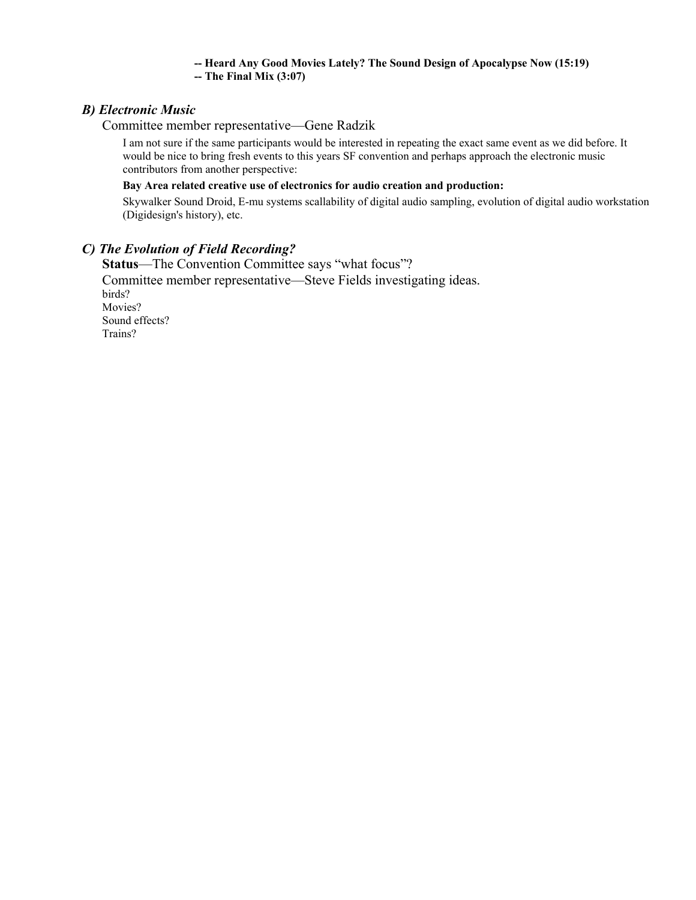**-- Heard Any Good Movies Lately? The Sound Design of Apocalypse Now (15:19)**
**-- The Final Mix (3:07)**

### *B) Electronic Music*

Committee member representative—Gene Radzik

I am not sure if the same participants would be interested in repeating the exact same event as we did before. It would be nice to bring fresh events to this years SF convention and perhaps approach the electronic music contributors from another perspective:

**Bay Area related creative use of electronics for audio creation and production:**

Skywalker Sound Droid, E-mu systems scallability of digital audio sampling, evolution of digital audio workstation (Digidesign's history), etc.

### *C) The Evolution of Field Recording?*

**Status**—The Convention Committee says "what focus"?

Committee member representative—Steve Fields investigating ideas.

birds?
Movies?
Sound effects?
Trains?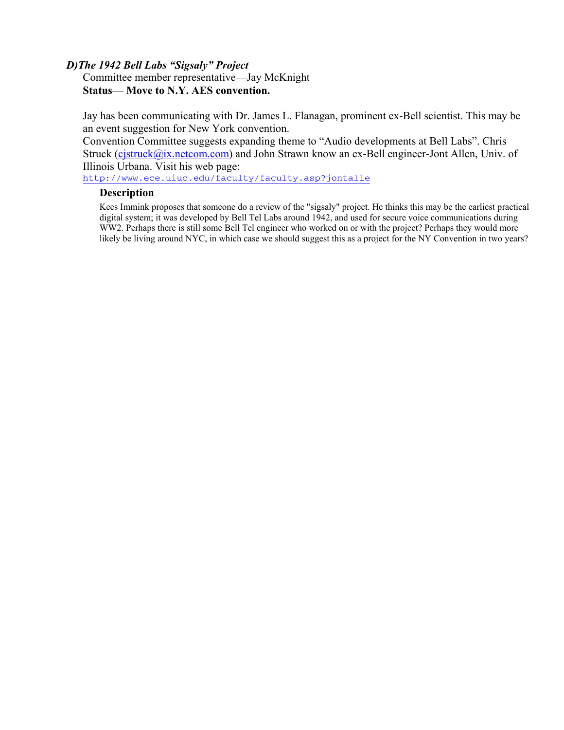### *D)The 1942 Bell Labs "Sigsaly" Project*

Committee member representative—Jay McKnight
**Status— Move to N.Y. AES convention.**

Jay has been communicating with Dr. James L. Flanagan, prominent ex-Bell scientist. This may be an event suggestion for New York convention.
Convention Committee suggests expanding theme to "Audio developments at Bell Labs". Chris Struck (cjstruck@ix.netcom.com) and John Strawn know an ex-Bell engineer-Jont Allen, Univ. of Illinois Urbana. Visit his web page:
http://www.ece.uiuc.edu/faculty/faculty.asp?jontalle

**Description**

Kees Immink proposes that someone do a review of the "sigsaly" project. He thinks this may be the earliest practical digital system; it was developed by Bell Tel Labs around 1942, and used for secure voice communications during WW2. Perhaps there is still some Bell Tel engineer who worked on or with the project? Perhaps they would more likely be living around NYC, in which case we should suggest this as a project for the NY Convention in two years?